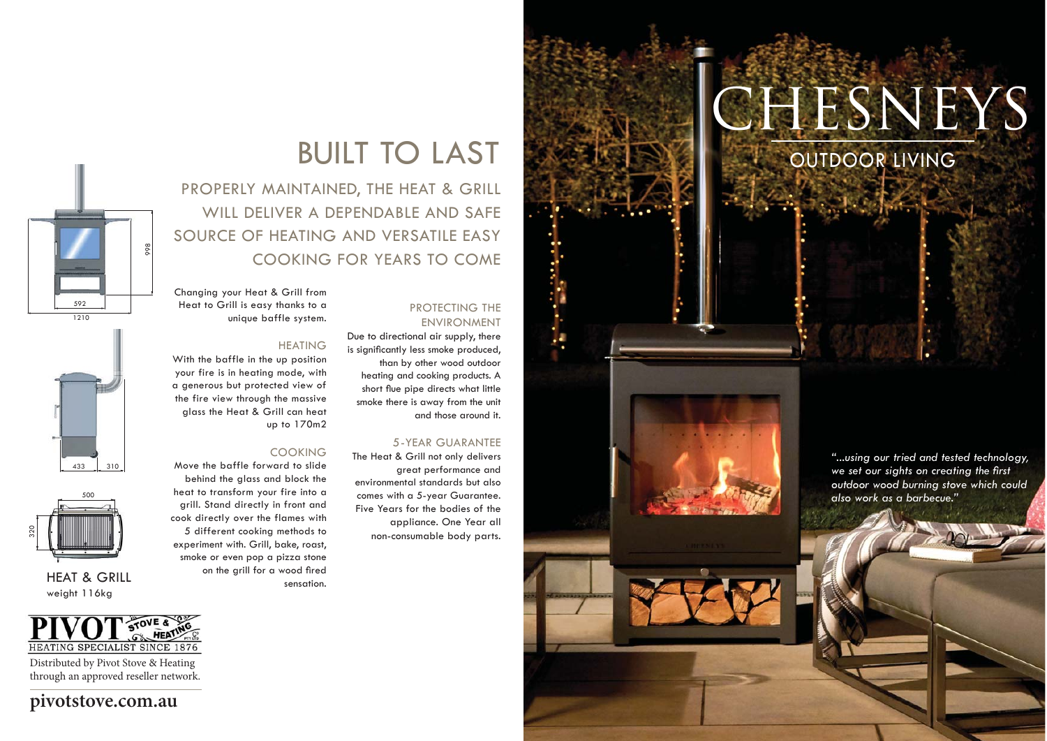# BUILT TO LAST

## PROPERLY MAINTAINED, THE HEAT & GRILL WILL DELIVER A DEPENDABLE AND SAFE SOURCE OF HEATING AND VERSATILE EASY COOKING FOR YEARS TO COME

Changing your Heat & Grill from Heat to Grill is easy thanks to a unique baffle system.

### HEATING

With the baffle in the up position your fire is in heating mode, with a generous but protected view of the fire view through the massive glass the Heat & Grill can heat up to 170m2

### COOKING

Move the baffle forward to slide behind the glass and block the heat to transform your fire into a grill. Stand directly in front and cook directly over the flames with 5 different cooking methods to experiment with. Grill, bake, roast, smoke or even pop a pizza stone on the grill for a wood fired sensation.

### PROTECTING THE ENVIRONMENT

Due to directional air supply, there is significantly less smoke produced, than by other wood outdoor heating and cooking products. A short flue pipe directs what little smoke there is away from the unit and those around it.

### 5-YEAR GUARANTEE

The Heat & Grill not only delivers great performance and environmental standards but also comes with a 5-year Guarantee. Five Years for the bodies of the appliance. One Year all non-consumable body parts.

998

592

1210

433 310

500

320

**HEAT & GRILL**
weight 116kg

PIVOT STOVE & HEATING CO PTY LTD
HEATING SPECIALIST SINCE 1876

Distributed by Pivot Stove & Heating through an approved reseller network.

**pivotstove.com.au**

# CHESNEYS

## OUTDOOR LIVING

*"...using our tried and tested technology, we set our sights on creating the first outdoor wood burning stove which could also work as a barbecue."*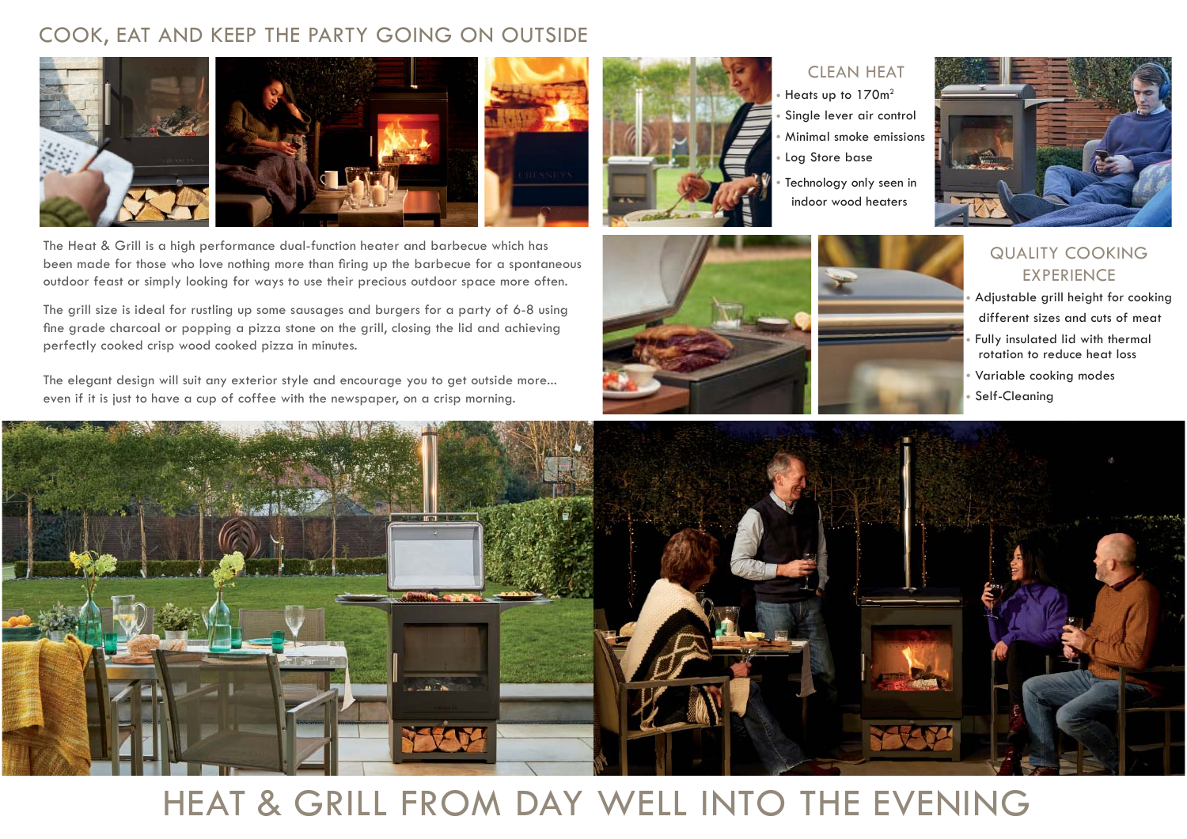# COOK, EAT AND KEEP THE PARTY GOING ON OUTSIDE

## CLEAN HEAT

- Heats up to 170m$^2$
- Single lever air control
- Minimal smoke emissions
- Log Store base
- Technology only seen in indoor wood heaters

The Heat & Grill is a high performance dual-function heater and barbecue which has been made for those who love nothing more than firing up the barbecue for a spontaneous outdoor feast or simply looking for ways to use their precious outdoor space more often.

The grill size is ideal for rustling up some sausages and burgers for a party of 6-8 using fine grade charcoal or popping a pizza stone on the grill, closing the lid and achieving perfectly cooked crisp wood cooked pizza in minutes.

The elegant design will suit any exterior style and encourage you to get outside more... even if it is just to have a cup of coffee with the newspaper, on a crisp morning.

## QUALITY COOKING EXPERIENCE

- Adjustable grill height for cooking different sizes and cuts of meat
- Fully insulated lid with thermal rotation to reduce heat loss
- Variable cooking modes
- Self-Cleaning

# HEAT & GRILL FROM DAY WELL INTO THE EVENING